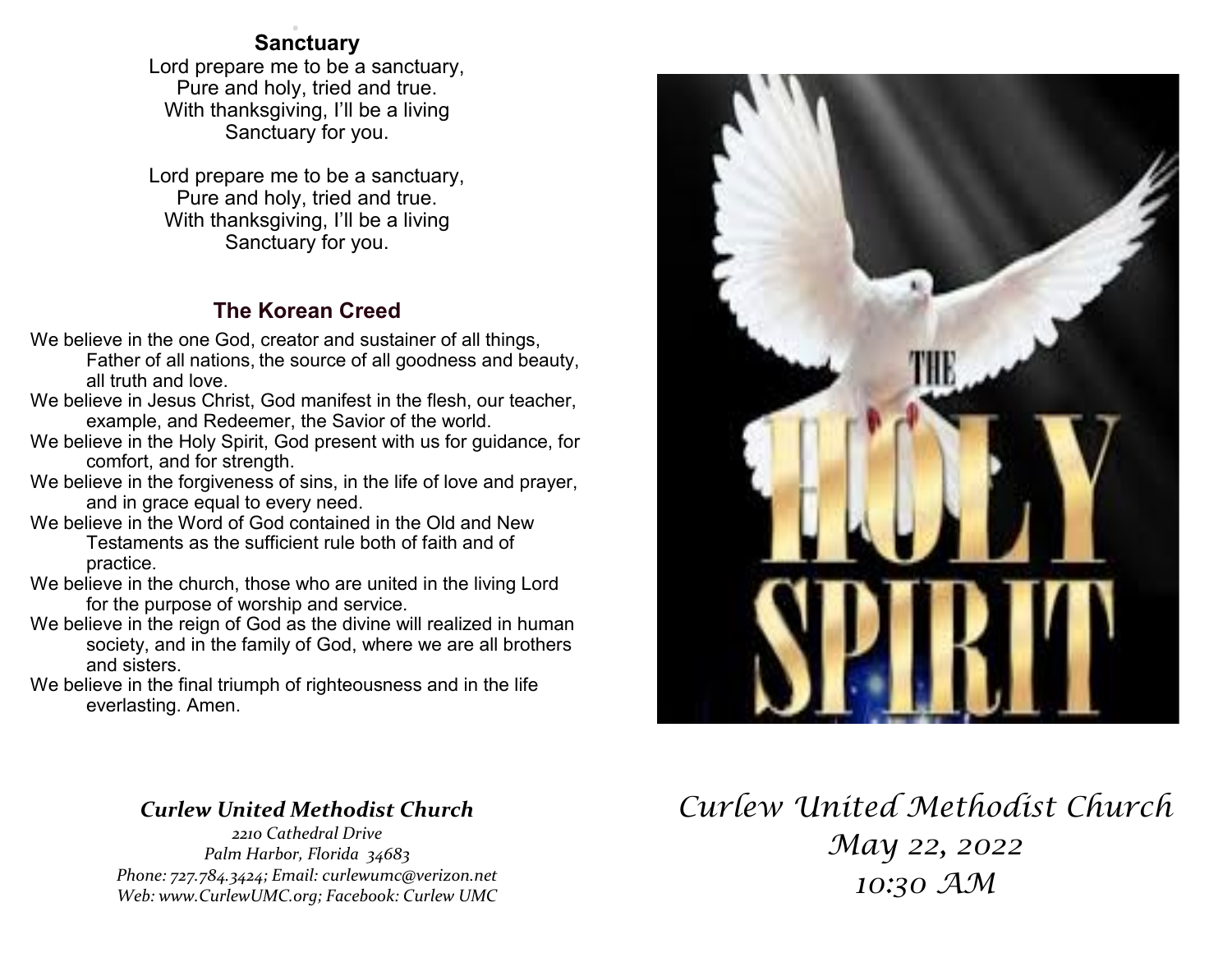## Sanctuary

Lord prepare me to be a sanctuary,
Pure and holy, tried and true.
With thanksgiving, I'll be a living
Sanctuary for you.

Lord prepare me to be a sanctuary,
Pure and holy, tried and true.
With thanksgiving, I'll be a living
Sanctuary for you.

## The Korean Creed

We believe in the one God, creator and sustainer of all things, Father of all nations, the source of all goodness and beauty, all truth and love.
We believe in Jesus Christ, God manifest in the flesh, our teacher, example, and Redeemer, the Savior of the world.
We believe in the Holy Spirit, God present with us for guidance, for comfort, and for strength.
We believe in the forgiveness of sins, in the life of love and prayer, and in grace equal to every need.
We believe in the Word of God contained in the Old and New Testaments as the sufficient rule both of faith and of practice.
We believe in the church, those who are united in the living Lord for the purpose of worship and service.
We believe in the reign of God as the divine will realized in human society, and in the family of God, where we are all brothers and sisters.
We believe in the final triumph of righteousness and in the life everlasting. Amen.

***Curlew United Methodist Church***

*2210 Cathedral Drive*
*Palm Harbor, Florida 34683*
*Phone: 727.784.3424; Email: curlewumc@verizon.net*
*Web: www.CurlewUMC.org; Facebook: Curlew UMC*

THE HOLY SPIRIT

*Curlew United Methodist Church*
*May 22, 2022*
*10:30 AM*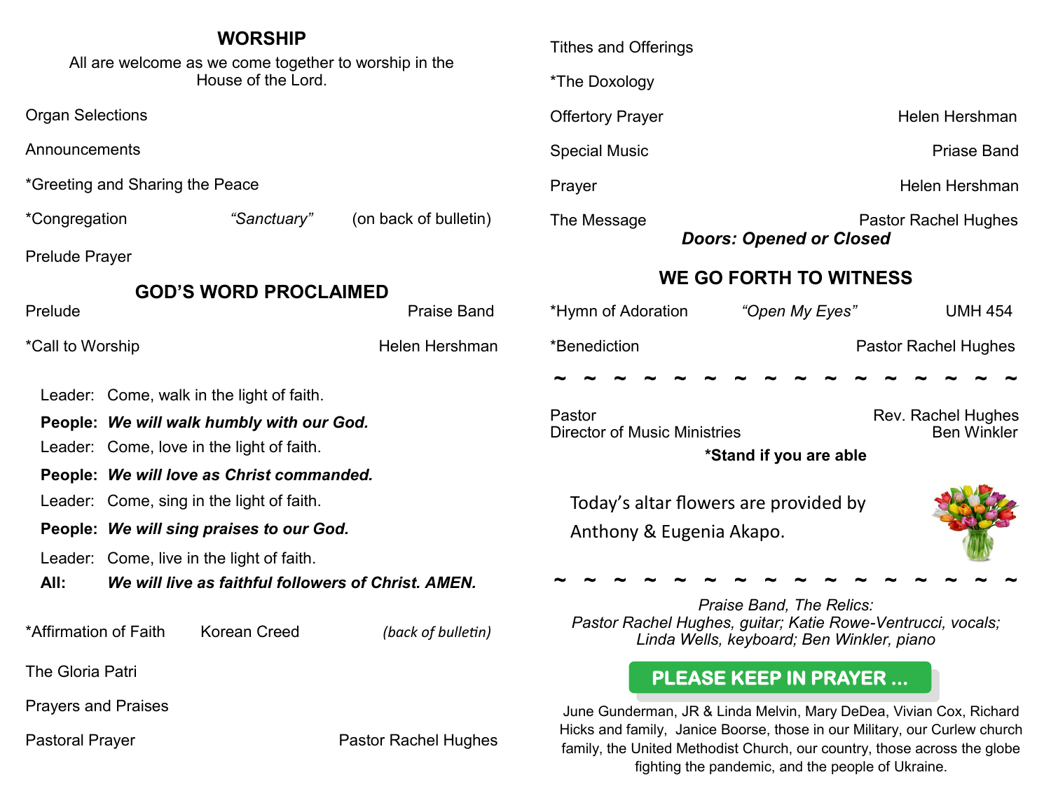## WORSHIP

All are welcome as we come together to worship in the House of the Lord.

Organ Selections

Announcements

*Greeting and Sharing the Peace

*Congregation *"Sanctuary"* (on back of bulletin)

Prelude Prayer

## GOD'S WORD PROCLAIMED

Prelude — Praise Band

*Call to Worship — Helen Hershman

Leader: Come, walk in the light of faith.
**People:** ***We will walk humbly with our God.***
Leader: Come, love in the light of faith.
**People:** ***We will love as Christ commanded.***
Leader: Come, sing in the light of faith.
**People:** ***We will sing praises to our God.***
Leader: Come, live in the light of faith.
**All:** ***We will live as faithful followers of Christ. AMEN.***

*Affirmation of Faith — Korean Creed *(back of bulletin)*

The Gloria Patri

Prayers and Praises

Pastoral Prayer — Pastor Rachel Hughes

Tithes and Offerings

*The Doxology

Offertory Prayer — Helen Hershman

Special Music — Priase Band

Prayer — Helen Hershman

The Message — Pastor Rachel Hughes

***Doors: Opened or Closed***

## WE GO FORTH TO WITNESS

*Hymn of Adoration *"Open My Eyes"* UMH 454

*Benediction — Pastor Rachel Hughes

~ ~ ~ ~ ~ ~ ~ ~ ~ ~ ~ ~ ~ ~ ~ ~

Pastor — Rev. Rachel Hughes
Director of Music Ministries — Ben Winkler

**\*Stand if you are able**

Today's altar flowers are provided by Anthony & Eugenia Akapo.

~ ~ ~ ~ ~ ~ ~ ~ ~ ~ ~ ~ ~ ~ ~ ~

*Praise Band, The Relics:*
*Pastor Rachel Hughes, guitar; Katie Rowe-Ventrucci, vocals; Linda Wells, keyboard; Ben Winkler, piano*

**PLEASE KEEP IN PRAYER ...**

June Gunderman, JR & Linda Melvin, Mary DeDea, Vivian Cox, Richard Hicks and family, Janice Boorse, those in our Military, our Curlew church family, the United Methodist Church, our country, those across the globe fighting the pandemic, and the people of Ukraine.